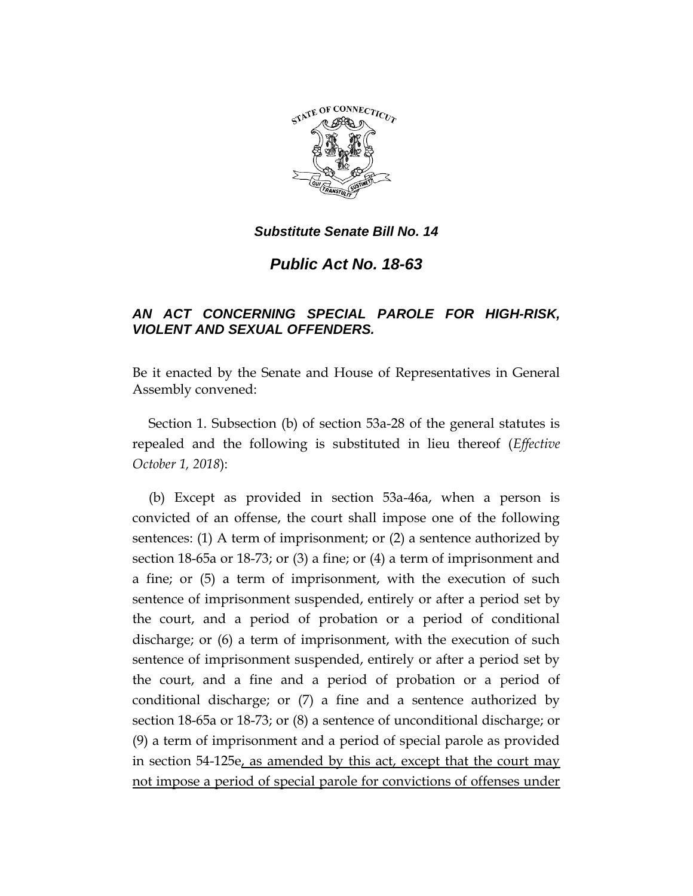***Substitute Senate Bill No. 14***

# ***Public Act No. 18-63***

### ***AN ACT CONCERNING SPECIAL PAROLE FOR HIGH-RISK, VIOLENT AND SEXUAL OFFENDERS.***

Be it enacted by the Senate and House of Representatives in General Assembly convened:

Section 1. Subsection (b) of section 53a-28 of the general statutes is repealed and the following is substituted in lieu thereof (*Effective October 1, 2018*):

(b) Except as provided in section 53a-46a, when a person is convicted of an offense, the court shall impose one of the following sentences: (1) A term of imprisonment; or (2) a sentence authorized by section 18-65a or 18-73; or (3) a fine; or (4) a term of imprisonment and a fine; or (5) a term of imprisonment, with the execution of such sentence of imprisonment suspended, entirely or after a period set by the court, and a period of probation or a period of conditional discharge; or (6) a term of imprisonment, with the execution of such sentence of imprisonment suspended, entirely or after a period set by the court, and a fine and a period of probation or a period of conditional discharge; or (7) a fine and a sentence authorized by section 18-65a or 18-73; or (8) a sentence of unconditional discharge; or (9) a term of imprisonment and a period of special parole as provided in section 54-125e<u>, as amended by this act, except that the court may not impose a period of special parole for convictions of offenses under</u>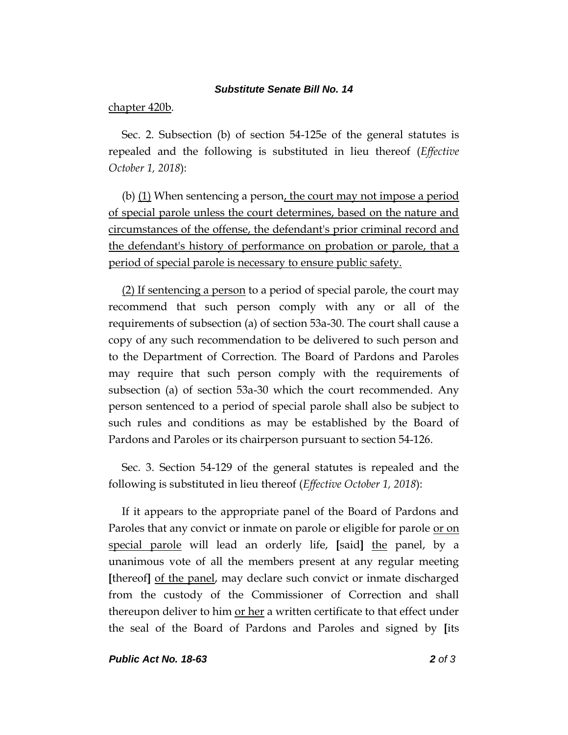chapter 420b.

Sec. 2. Subsection (b) of section 54-125e of the general statutes is repealed and the following is substituted in lieu thereof (*Effective October 1, 2018*):

(b) (1) When sentencing a person, the court may not impose a period of special parole unless the court determines, based on the nature and circumstances of the offense, the defendant's prior criminal record and the defendant's history of performance on probation or parole, that a period of special parole is necessary to ensure public safety.

(2) If sentencing a person to a period of special parole, the court may recommend that such person comply with any or all of the requirements of subsection (a) of section 53a-30. The court shall cause a copy of any such recommendation to be delivered to such person and to the Department of Correction. The Board of Pardons and Paroles may require that such person comply with the requirements of subsection (a) of section 53a-30 which the court recommended. Any person sentenced to a period of special parole shall also be subject to such rules and conditions as may be established by the Board of Pardons and Paroles or its chairperson pursuant to section 54-126.

Sec. 3. Section 54-129 of the general statutes is repealed and the following is substituted in lieu thereof (*Effective October 1, 2018*):

If it appears to the appropriate panel of the Board of Pardons and Paroles that any convict or inmate on parole or eligible for parole or on special parole will lead an orderly life, [said] the panel, by a unanimous vote of all the members present at any regular meeting [thereof] of the panel, may declare such convict or inmate discharged from the custody of the Commissioner of Correction and shall thereupon deliver to him or her a written certificate to that effect under the seal of the Board of Pardons and Paroles and signed by [its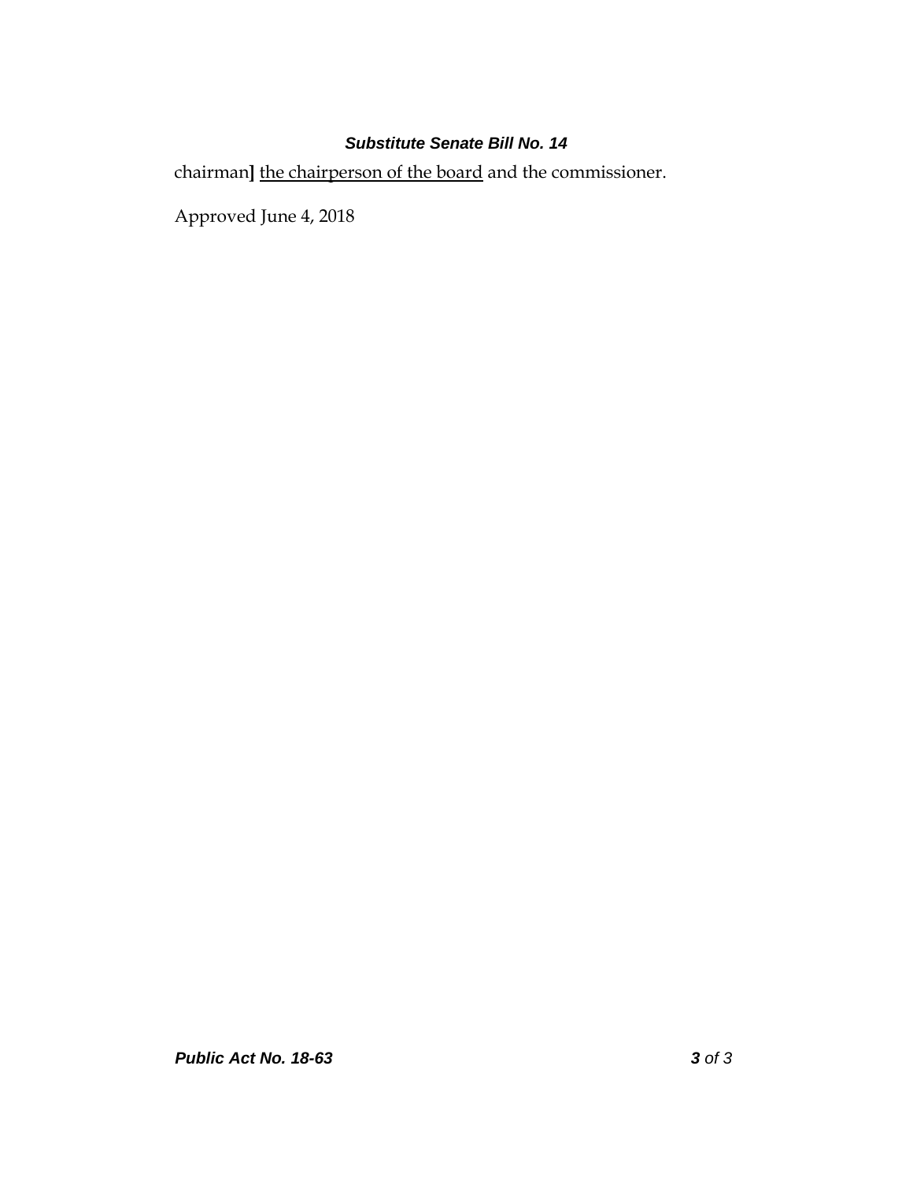chairman**]** <u>the chairperson of the board</u> and the commissioner.

Approved June 4, 2018